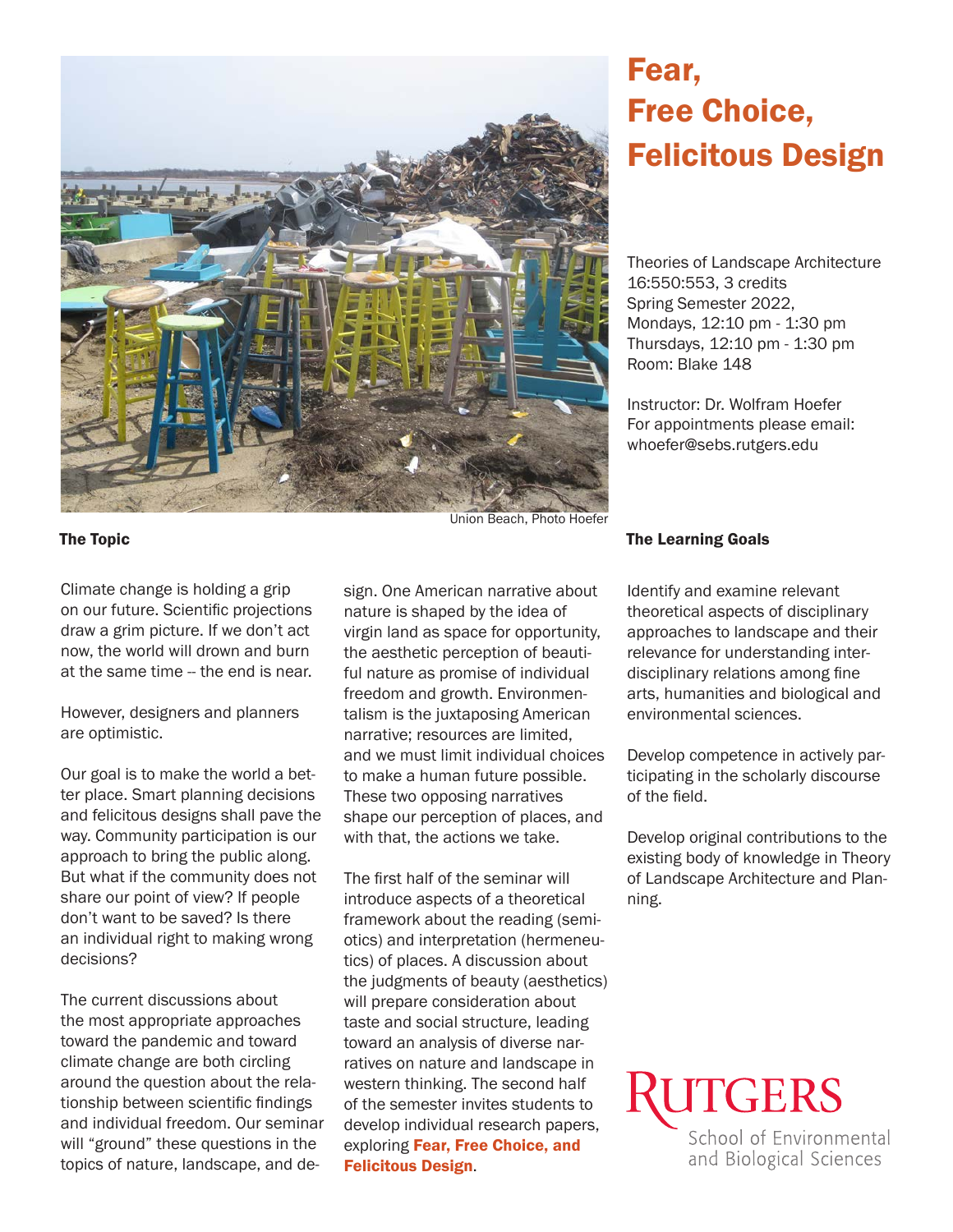# Fear, Free Choice, Felicitous Design

Union Beach, Photo Hoefer

Theories of Landscape Architecture
16:550:553, 3 credits
Spring Semester 2022,
Mondays, 12:10 pm - 1:30 pm
Thursdays, 12:10 pm - 1:30 pm
Room: Blake 148

Instructor: Dr. Wolfram Hoefer
For appointments please email:
whoefer@sebs.rutgers.edu

## The Topic

Climate change is holding a grip on our future. Scientific projections draw a grim picture. If we don't act now, the world will drown and burn at the same time -- the end is near.

However, designers and planners are optimistic.

Our goal is to make the world a better place. Smart planning decisions and felicitous designs shall pave the way. Community participation is our approach to bring the public along. But what if the community does not share our point of view? If people don't want to be saved? Is there an individual right to making wrong decisions?

The current discussions about the most appropriate approaches toward the pandemic and toward climate change are both circling around the question about the relationship between scientific findings and individual freedom. Our seminar will "ground" these questions in the topics of nature, landscape, and design. One American narrative about nature is shaped by the idea of virgin land as space for opportunity, the aesthetic perception of beautiful nature as promise of individual freedom and growth. Environmentalism is the juxtaposing American narrative; resources are limited, and we must limit individual choices to make a human future possible. These two opposing narratives shape our perception of places, and with that, the actions we take.

The first half of the seminar will introduce aspects of a theoretical framework about the reading (semiotics) and interpretation (hermeneutics) of places. A discussion about the judgments of beauty (aesthetics) will prepare consideration about taste and social structure, leading toward an analysis of diverse narratives on nature and landscape in western thinking. The second half of the semester invites students to develop individual research papers, exploring **Fear, Free Choice, and Felicitous Design**.

## The Learning Goals

Identify and examine relevant theoretical aspects of disciplinary approaches to landscape and their relevance for understanding interdisciplinary relations among fine arts, humanities and biological and environmental sciences.

Develop competence in actively participating in the scholarly discourse of the field.

Develop original contributions to the existing body of knowledge in Theory of Landscape Architecture and Planning.

RUTGERS
School of Environmental and Biological Sciences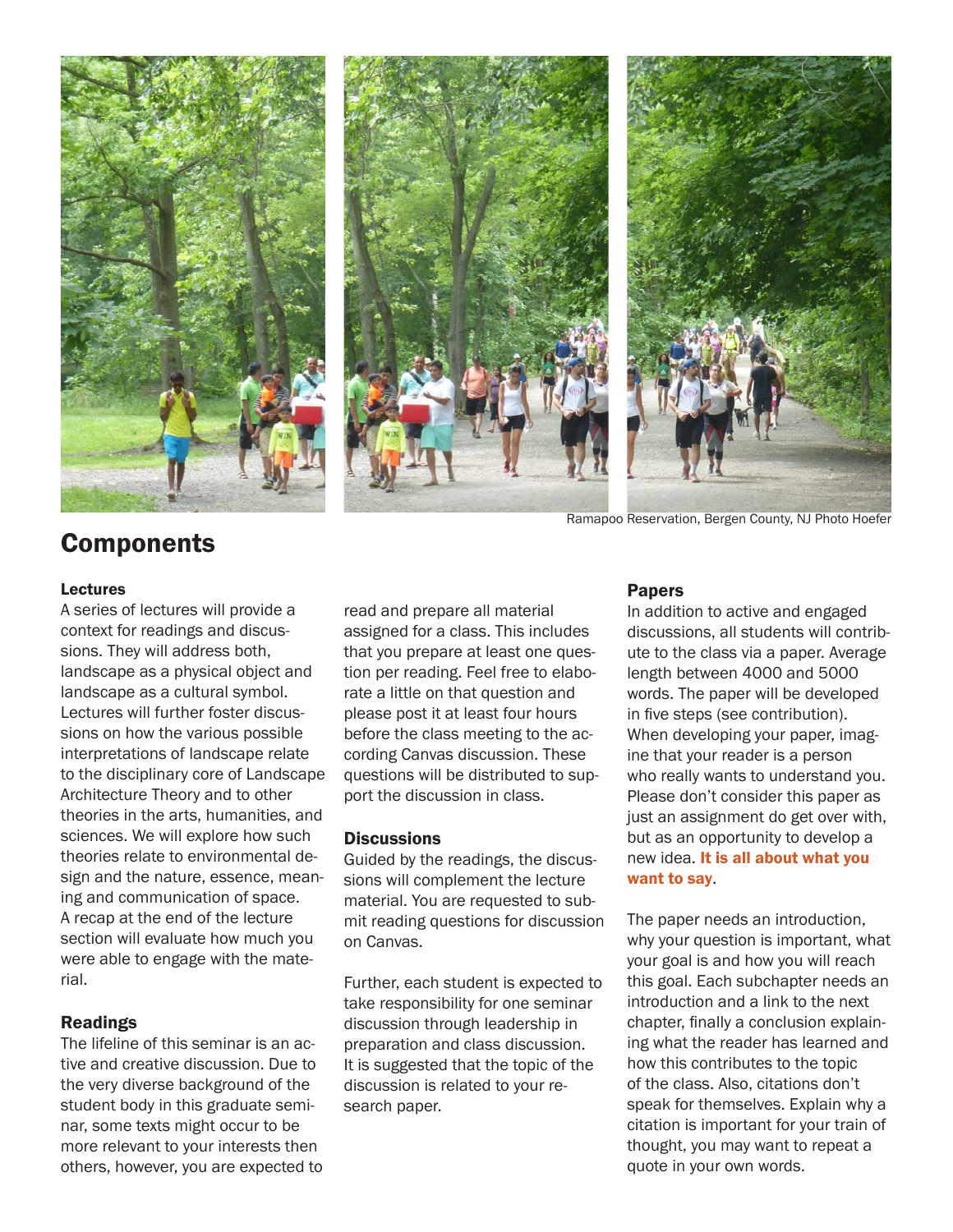Ramapoo Reservation, Bergen County, NJ Photo Hoefer

## Components

### Lectures

A series of lectures will provide a context for readings and discussions. They will address both, landscape as a physical object and landscape as a cultural symbol. Lectures will further foster discussions on how the various possible interpretations of landscape relate to the disciplinary core of Landscape Architecture Theory and to other theories in the arts, humanities, and sciences. We will explore how such theories relate to environmental design and the nature, essence, meaning and communication of space. A recap at the end of the lecture section will evaluate how much you were able to engage with the material.

### Readings

The lifeline of this seminar is an active and creative discussion. Due to the very diverse background of the student body in this graduate seminar, some texts might occur to be more relevant to your interests then others, however, you are expected to read and prepare all material assigned for a class. This includes that you prepare at least one question per reading. Feel free to elaborate a little on that question and please post it at least four hours before the class meeting to the according Canvas discussion. These questions will be distributed to support the discussion in class.

### Discussions

Guided by the readings, the discussions will complement the lecture material. You are requested to submit reading questions for discussion on Canvas.

Further, each student is expected to take responsibility for one seminar discussion through leadership in preparation and class discussion. It is suggested that the topic of the discussion is related to your research paper.

### Papers

In addition to active and engaged discussions, all students will contribute to the class via a paper. Average length between 4000 and 5000 words. The paper will be developed in five steps (see contribution). When developing your paper, imagine that your reader is a person who really wants to understand you. Please don't consider this paper as just an assignment do get over with, but as an opportunity to develop a new idea. **It is all about what you want to say**.

The paper needs an introduction, why your question is important, what your goal is and how you will reach this goal. Each subchapter needs an introduction and a link to the next chapter, finally a conclusion explaining what the reader has learned and how this contributes to the topic of the class. Also, citations don't speak for themselves. Explain why a citation is important for your train of thought, you may want to repeat a quote in your own words.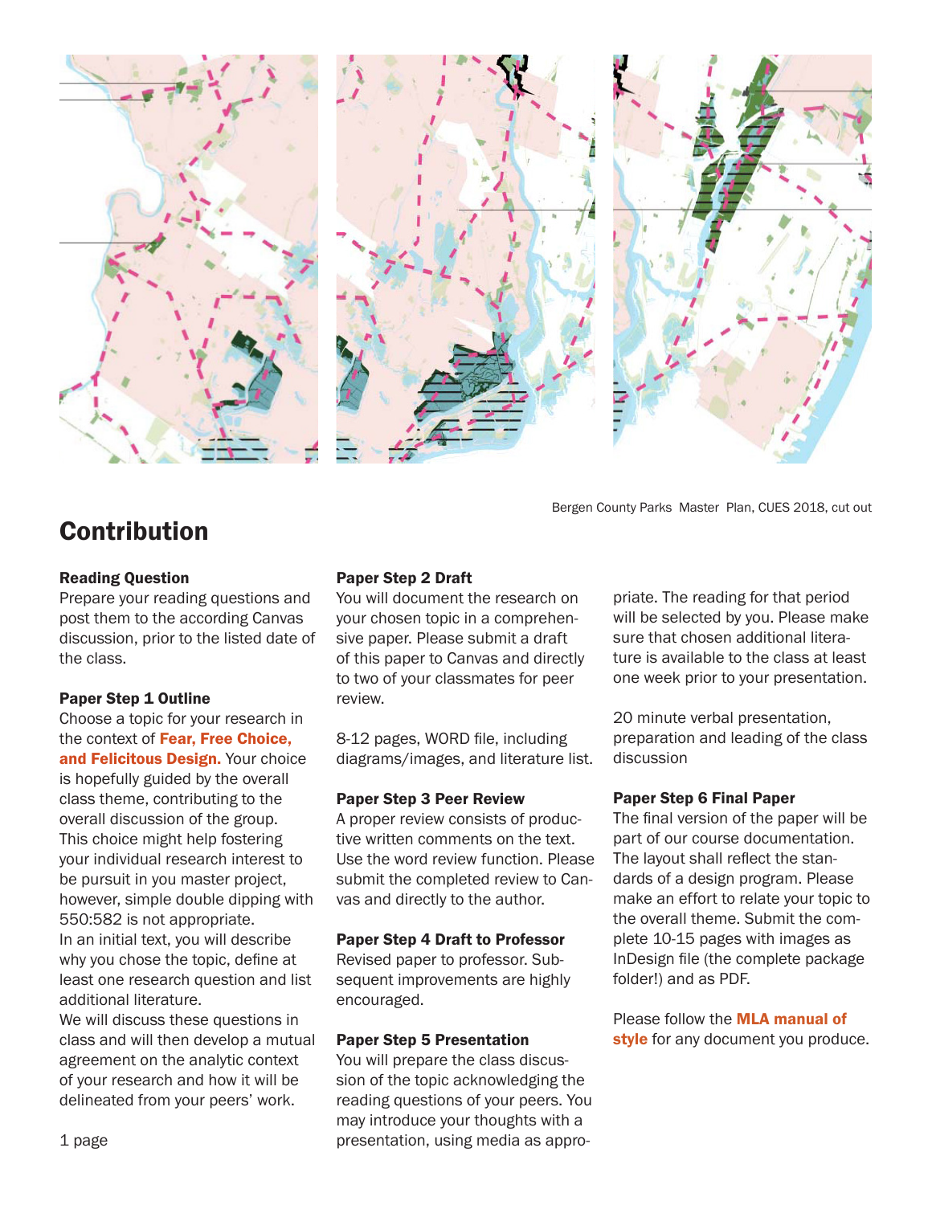Bergen County Parks  Master  Plan, CUES 2018, cut out

## Contribution

**Reading Question**
Prepare your reading questions and post them to the according Canvas discussion, prior to the listed date of the class.

**Paper Step 1 Outline**
Choose a topic for your research in the context of **Fear, Free Choice, and Felicitous Design.** Your choice is hopefully guided by the overall class theme, contributing to the overall discussion of the group. This choice might help fostering your individual research interest to be pursuit in you master project, however, simple double dipping with 550:582 is not appropriate.
In an initial text, you will describe why you chose the topic, define at least one research question and list additional literature.
We will discuss these questions in class and will then develop a mutual agreement on the analytic context of your research and how it will be delineated from your peers' work.

1 page

**Paper Step 2 Draft**
You will document the research on your chosen topic in a comprehensive paper. Please submit a draft of this paper to Canvas and directly to two of your classmates for peer review.

8-12 pages, WORD file, including diagrams/images, and literature list.

**Paper Step 3 Peer Review**
A proper review consists of productive written comments on the text. Use the word review function. Please submit the completed review to Canvas and directly to the author.

**Paper Step 4 Draft to Professor**
Revised paper to professor. Subsequent improvements are highly encouraged.

**Paper Step 5 Presentation**
You will prepare the class discussion of the topic acknowledging the reading questions of your peers. You may introduce your thoughts with a presentation, using media as appropriate. The reading for that period will be selected by you. Please make sure that chosen additional literature is available to the class at least one week prior to your presentation.

20 minute verbal presentation, preparation and leading of the class discussion

**Paper Step 6 Final Paper**
The final version of the paper will be part of our course documentation. The layout shall reflect the standards of a design program. Please make an effort to relate your topic to the overall theme. Submit the complete 10-15 pages with images as InDesign file (the complete package folder!) and as PDF.

Please follow the **MLA manual of style** for any document you produce.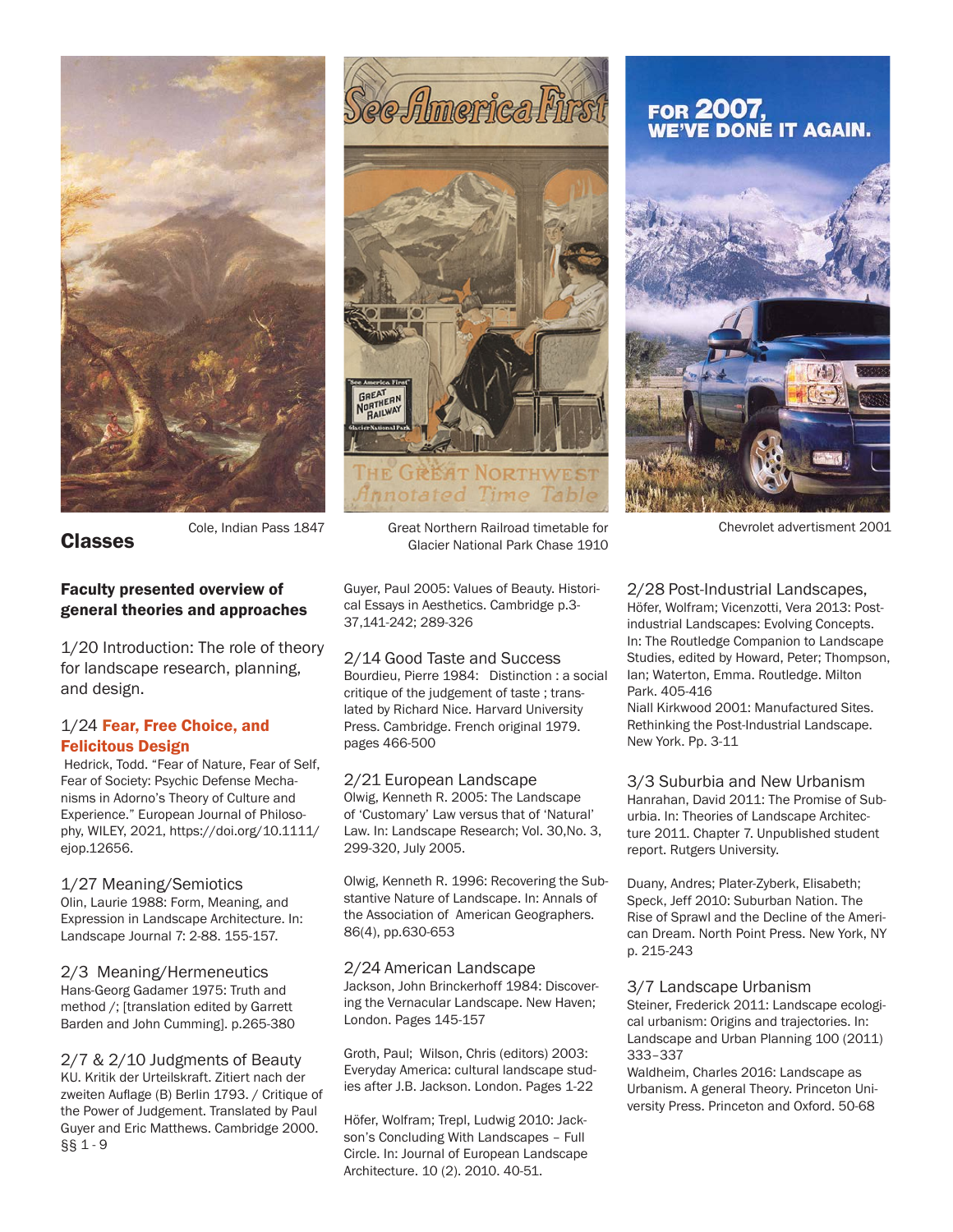Cole, Indian Pass 1847

Great Northern Railroad timetable for Glacier National Park Chase 1910

Chevrolet advertisment 2001

## Classes

### Faculty presented overview of general theories and approaches

1/20 Introduction: The role of theory for landscape research, planning, and design.

1/24 **Fear, Free Choice, and Felicitous Design**
Hedrick, Todd. "Fear of Nature, Fear of Self, Fear of Society: Psychic Defense Mechanisms in Adorno's Theory of Culture and Experience." European Journal of Philosophy, WILEY, 2021, https://doi.org/10.1111/ejop.12656.

1/27 Meaning/Semiotics
Olin, Laurie 1988: Form, Meaning, and Expression in Landscape Architecture. In: Landscape Journal 7: 2-88. 155-157.

2/3 Meaning/Hermeneutics
Hans-Georg Gadamer 1975: Truth and method /; [translation edited by Garrett Barden and John Cumming]. p.265-380

2/7 & 2/10 Judgments of Beauty
KU. Kritik der Urteilskraft. Zitiert nach der zweiten Auflage (B) Berlin 1793. / Critique of the Power of Judgement. Translated by Paul Guyer and Eric Matthews. Cambridge 2000. §§ 1 - 9

Guyer, Paul 2005: Values of Beauty. Historical Essays in Aesthetics. Cambridge p.3-37,141-242; 289-326

2/14 Good Taste and Success
Bourdieu, Pierre 1984: Distinction : a social critique of the judgement of taste ; translated by Richard Nice. Harvard University Press. Cambridge. French original 1979. pages 466-500

2/21 European Landscape
Olwig, Kenneth R. 2005: The Landscape of 'Customary' Law versus that of 'Natural' Law. In: Landscape Research; Vol. 30,No. 3, 299-320, July 2005.

Olwig, Kenneth R. 1996: Recovering the Substantive Nature of Landscape. In: Annals of the Association of American Geographers. 86(4), pp.630-653

2/24 American Landscape
Jackson, John Brinckerhoff 1984: Discovering the Vernacular Landscape. New Haven; London. Pages 145-157

Groth, Paul; Wilson, Chris (editors) 2003: Everyday America: cultural landscape studies after J.B. Jackson. London. Pages 1-22

Höfer, Wolfram; Trepl, Ludwig 2010: Jackson's Concluding With Landscapes – Full Circle. In: Journal of European Landscape Architecture. 10 (2). 2010. 40-51.

2/28 Post-Industrial Landscapes,
Höfer, Wolfram; Vicenzotti, Vera 2013: Post-industrial Landscapes: Evolving Concepts. In: The Routledge Companion to Landscape Studies, edited by Howard, Peter; Thompson, Ian; Waterton, Emma. Routledge. Milton Park. 405-416
Niall Kirkwood 2001: Manufactured Sites. Rethinking the Post-Industrial Landscape. New York. Pp. 3-11

3/3 Suburbia and New Urbanism
Hanrahan, David 2011: The Promise of Suburbia. In: Theories of Landscape Architecture 2011. Chapter 7. Unpublished student report. Rutgers University.

Duany, Andres; Plater-Zyberk, Elisabeth; Speck, Jeff 2010: Suburban Nation. The Rise of Sprawl and the Decline of the American Dream. North Point Press. New York, NY p. 215-243

3/7 Landscape Urbanism
Steiner, Frederick 2011: Landscape ecological urbanism: Origins and trajectories. In: Landscape and Urban Planning 100 (2011) 333–337
Waldheim, Charles 2016: Landscape as Urbanism. A general Theory. Princeton University Press. Princeton and Oxford. 50-68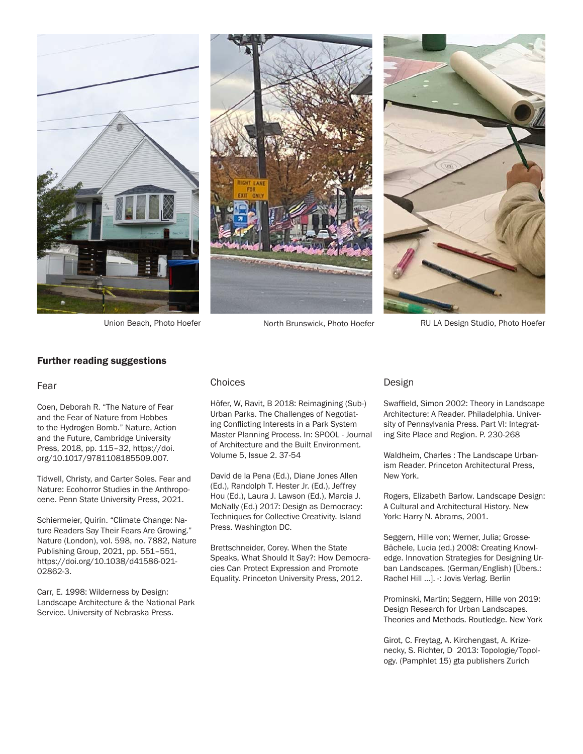Union Beach, Photo Hoefer

North Brunswick, Photo Hoefer

RU LA Design Studio, Photo Hoefer

## Further reading suggestions

### Fear

Coen, Deborah R. "The Nature of Fear and the Fear of Nature from Hobbes to the Hydrogen Bomb." Nature, Action and the Future, Cambridge University Press, 2018, pp. 115–32, https://doi.org/10.1017/9781108185509.007.

Tidwell, Christy, and Carter Soles. Fear and Nature: Ecohorror Studies in the Anthropocene. Penn State University Press, 2021.

Schiermeier, Quirin. "Climate Change: Nature Readers Say Their Fears Are Growing." Nature (London), vol. 598, no. 7882, Nature Publishing Group, 2021, pp. 551–551, https://doi.org/10.1038/d41586-021-02862-3.

Carr, E. 1998: Wilderness by Design: Landscape Architecture & the National Park Service. University of Nebraska Press.

### Choices

Höfer, W, Ravit, B 2018: Reimagining (Sub-) Urban Parks. The Challenges of Negotiating Conflicting Interests in a Park System Master Planning Process. In: SPOOL - Journal of Architecture and the Built Environment. Volume 5, Issue 2. 37-54

David de la Pena (Ed.), Diane Jones Allen (Ed.), Randolph T. Hester Jr. (Ed.), Jeffrey Hou (Ed.), Laura J. Lawson (Ed.), Marcia J. McNally (Ed.) 2017: Design as Democracy: Techniques for Collective Creativity. Island Press. Washington DC.

Brettschneider, Corey. When the State Speaks, What Should It Say?: How Democracies Can Protect Expression and Promote Equality. Princeton University Press, 2012.

### Design

Swaffield, Simon 2002: Theory in Landscape Architecture: A Reader. Philadelphia. University of Pennsylvania Press. Part VI: Integrating Site Place and Region. P. 230-268

Waldheim, Charles : The Landscape Urbanism Reader. Princeton Architectural Press, New York.

Rogers, Elizabeth Barlow. Landscape Design: A Cultural and Architectural History. New York: Harry N. Abrams, 2001.

Seggern, Hille von; Werner, Julia; Grosse-Bächele, Lucia (ed.) 2008: Creating Knowledge. Innovation Strategies for Designing Urban Landscapes. (German/English) [Übers.: Rachel Hill ...]. -: Jovis Verlag. Berlin

Prominski, Martin; Seggern, Hille von 2019: Design Research for Urban Landscapes. Theories and Methods. Routledge. New York

Girot, C. Freytag, A. Kirchengast, A. Krizenecky, S. Richter, D 2013: Topologie/Topology. (Pamphlet 15) gta publishers Zurich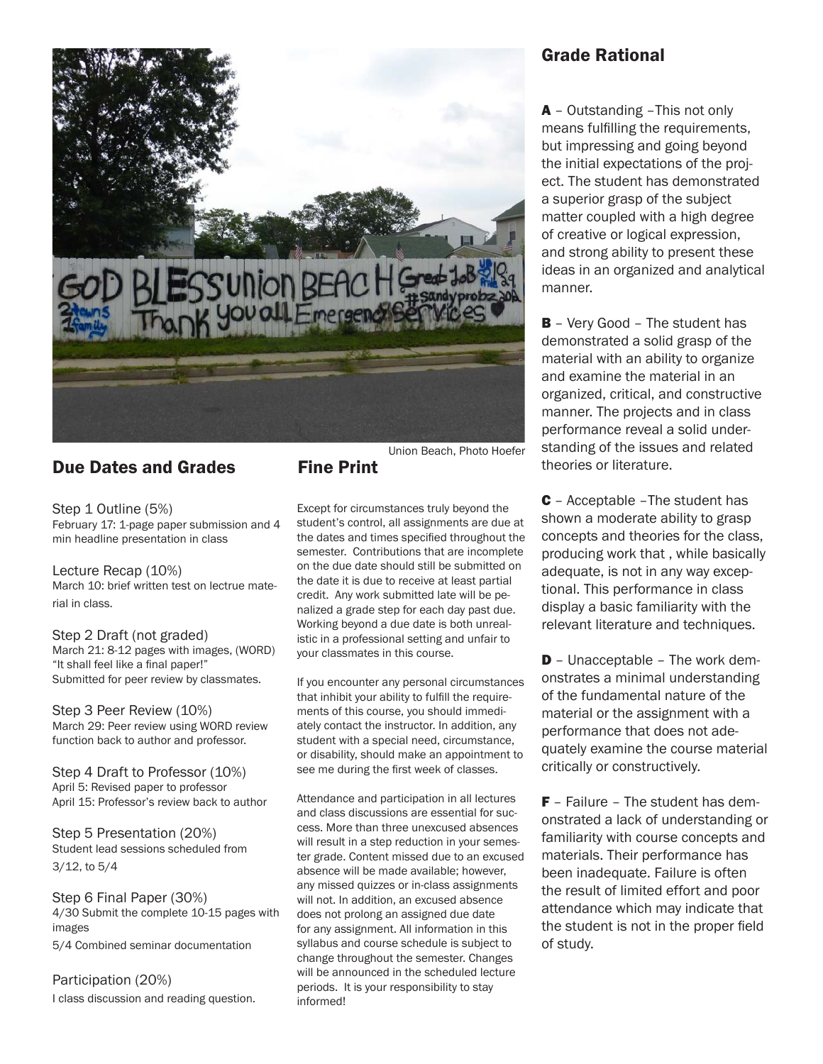Union Beach, Photo Hoefer

## Due Dates and Grades

Step 1 Outline (5%)
February 17: 1-page paper submission and 4 min headline presentation in class

Lecture Recap (10%)
March 10: brief written test on lectrue material in class.

Step 2 Draft (not graded)
March 21: 8-12 pages with images, (WORD) "It shall feel like a final paper!" Submitted for peer review by classmates.

Step 3 Peer Review (10%)
March 29: Peer review using WORD review function back to author and professor.

Step 4 Draft to Professor (10%)
April 5: Revised paper to professor
April 15: Professor's review back to author

Step 5 Presentation (20%)
Student lead sessions scheduled from 3/12, to 5/4

Step 6 Final Paper (30%)
4/30 Submit the complete 10-15 pages with images
5/4 Combined seminar documentation

Participation (20%)
I class discussion and reading question.

## Fine Print

Except for circumstances truly beyond the student's control, all assignments are due at the dates and times specified throughout the semester. Contributions that are incomplete on the due date should still be submitted on the date it is due to receive at least partial credit. Any work submitted late will be penalized a grade step for each day past due. Working beyond a due date is both unrealistic in a professional setting and unfair to your classmates in this course.

If you encounter any personal circumstances that inhibit your ability to fulfill the requirements of this course, you should immediately contact the instructor. In addition, any student with a special need, circumstance, or disability, should make an appointment to see me during the first week of classes.

Attendance and participation in all lectures and class discussions are essential for success. More than three unexcused absences will result in a step reduction in your semester grade. Content missed due to an excused absence will be made available; however, any missed quizzes or in-class assignments will not. In addition, an excused absence does not prolong an assigned due date for any assignment. All information in this syllabus and course schedule is subject to change throughout the semester. Changes will be announced in the scheduled lecture periods. It is your responsibility to stay informed!

## Grade Rational

**A** – Outstanding –This not only means fulfilling the requirements, but impressing and going beyond the initial expectations of the project. The student has demonstrated a superior grasp of the subject matter coupled with a high degree of creative or logical expression, and strong ability to present these ideas in an organized and analytical manner.

**B** – Very Good – The student has demonstrated a solid grasp of the material with an ability to organize and examine the material in an organized, critical, and constructive manner. The projects and in class performance reveal a solid understanding of the issues and related theories or literature.

**C** – Acceptable –The student has shown a moderate ability to grasp concepts and theories for the class, producing work that , while basically adequate, is not in any way exceptional. This performance in class display a basic familiarity with the relevant literature and techniques.

**D** – Unacceptable – The work demonstrates a minimal understanding of the fundamental nature of the material or the assignment with a performance that does not adequately examine the course material critically or constructively.

**F** – Failure – The student has demonstrated a lack of understanding or familiarity with course concepts and materials. Their performance has been inadequate. Failure is often the result of limited effort and poor attendance which may indicate that the student is not in the proper field of study.